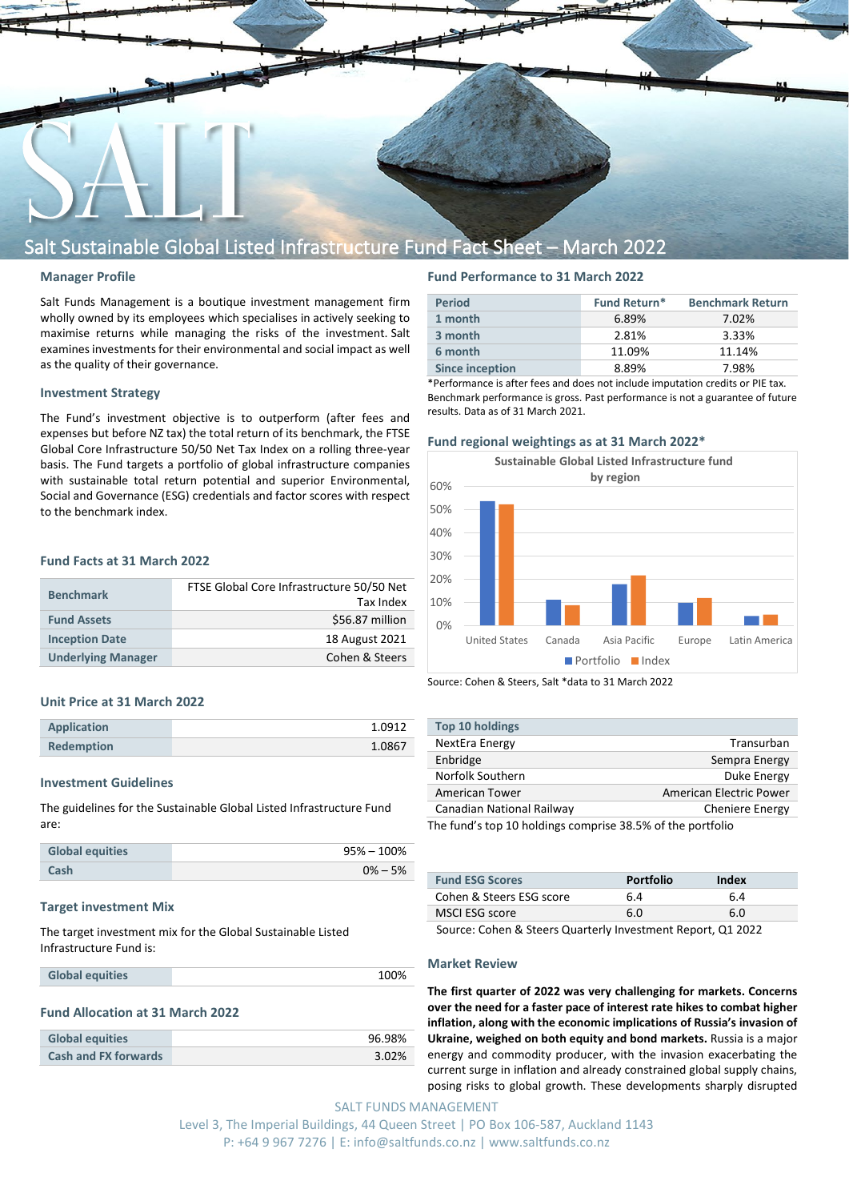# Salt Sustainable Global Listed Infrastructure Fund Fact Sheet – March 2022

## Manager Profile

Salt Funds Management is a boutique investment management firm wholly owned by its employees which specialises in actively seeking to maximise returns while managing the risks of the investment. Salt examines investments for their environmental and social impact as well as the quality of their governance.

## Investment Strategy

The Fund's investment objective is to outperform (after fees and expenses but before NZ tax) the total return of its benchmark, the FTSE Global Core Infrastructure 50/50 Net Tax Index on a rolling three-year basis. The Fund targets a portfolio of global infrastructure companies with sustainable total return potential and superior Environmental, Social and Governance (ESG) credentials and factor scores with respect to the benchmark index.

## Fund Facts at 31 March 2022

| | |
|---|---|
| **Benchmark** | FTSE Global Core Infrastructure 50/50 Net Tax Index |
| **Fund Assets** | $56.87 million |
| **Inception Date** | 18 August 2021 |
| **Underlying Manager** | Cohen & Steers |

## Unit Price at 31 March 2022

| | |
|---|---|
| **Application** | 1.0912 |
| **Redemption** | 1.0867 |

## Investment Guidelines

The guidelines for the Sustainable Global Listed Infrastructure Fund are:

| | |
|---|---|
| **Global equities** | 95% – 100% |
| **Cash** | 0% – 5% |

## Target investment Mix

The target investment mix for the Global Sustainable Listed Infrastructure Fund is:

| | |
|---|---|
| **Global equities** | 100% |

## Fund Allocation at 31 March 2022

| | |
|---|---|
| **Global equities** | 96.98% |
| **Cash and FX forwards** | 3.02% |

## Fund Performance to 31 March 2022

| Period | Fund Return* | Benchmark Return |
|---|---|---|
| **1 month** | 6.89% | 7.02% |
| **3 month** | 2.81% | 3.33% |
| **6 month** | 11.09% | 11.14% |
| **Since inception** | 8.89% | 7.98% |

*Performance is after fees and does not include imputation credits or PIE tax. Benchmark performance is gross. Past performance is not a guarantee of future results. Data as of 31 March 2021.

## Fund regional weightings as at 31 March 2022*

Source: Cohen & Steers, Salt *data to 31 March 2022

| Top 10 holdings | |
|---|---|
| NextEra Energy | Transurban |
| Enbridge | Sempra Energy |
| Norfolk Southern | Duke Energy |
| American Tower | American Electric Power |
| Canadian National Railway | Cheniere Energy |

The fund's top 10 holdings comprise 38.5% of the portfolio

| Fund ESG Scores | Portfolio | Index |
|---|---|---|
| Cohen & Steers ESG score | 6.4 | 6.4 |
| MSCI ESG score | 6.0 | 6.0 |

Source: Cohen & Steers Quarterly Investment Report, Q1 2022

## Market Review

**The first quarter of 2022 was very challenging for markets. Concerns over the need for a faster pace of interest rate hikes to combat higher inflation, along with the economic implications of Russia's invasion of Ukraine, weighed on both equity and bond markets.** Russia is a major energy and commodity producer, with the invasion exacerbating the current surge in inflation and already constrained global supply chains, posing risks to global growth. These developments sharply disrupted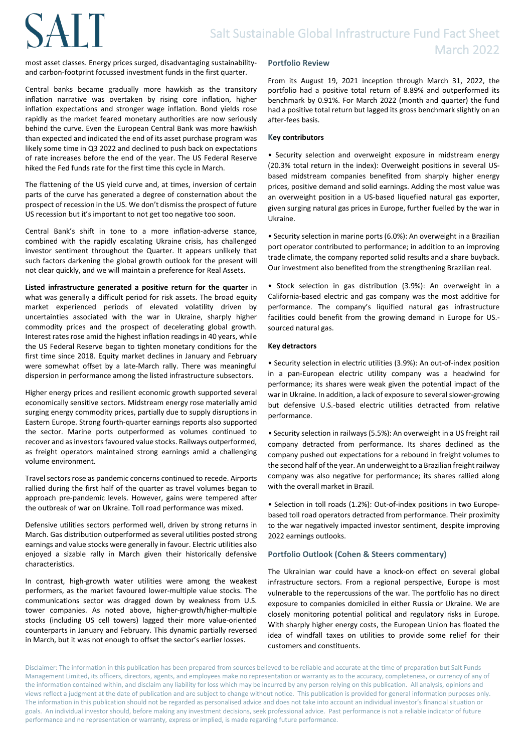most asset classes. Energy prices surged, disadvantaging sustainability- and carbon-footprint focussed investment funds in the first quarter.

Central banks became gradually more hawkish as the transitory inflation narrative was overtaken by rising core inflation, higher inflation expectations and stronger wage inflation. Bond yields rose rapidly as the market feared monetary authorities are now seriously behind the curve. Even the European Central Bank was more hawkish than expected and indicated the end of its asset purchase program was likely some time in Q3 2022 and declined to push back on expectations of rate increases before the end of the year. The US Federal Reserve hiked the Fed funds rate for the first time this cycle in March.

The flattening of the US yield curve and, at times, inversion of certain parts of the curve has generated a degree of consternation about the prospect of recession in the US. We don't dismiss the prospect of future US recession but it's important to not get too negative too soon.

Central Bank's shift in tone to a more inflation-adverse stance, combined with the rapidly escalating Ukraine crisis, has challenged investor sentiment throughout the Quarter. It appears unlikely that such factors darkening the global growth outlook for the present will not clear quickly, and we will maintain a preference for Real Assets.

**Listed infrastructure generated a positive return for the quarter** in what was generally a difficult period for risk assets. The broad equity market experienced periods of elevated volatility driven by uncertainties associated with the war in Ukraine, sharply higher commodity prices and the prospect of decelerating global growth. Interest rates rose amid the highest inflation readings in 40 years, while the US Federal Reserve began to tighten monetary conditions for the first time since 2018. Equity market declines in January and February were somewhat offset by a late-March rally. There was meaningful dispersion in performance among the listed infrastructure subsectors.

Higher energy prices and resilient economic growth supported several economically sensitive sectors. Midstream energy rose materially amid surging energy commodity prices, partially due to supply disruptions in Eastern Europe. Strong fourth-quarter earnings reports also supported the sector. Marine ports outperformed as volumes continued to recover and as investors favoured value stocks. Railways outperformed, as freight operators maintained strong earnings amid a challenging volume environment.

Travel sectors rose as pandemic concerns continued to recede. Airports rallied during the first half of the quarter as travel volumes began to approach pre-pandemic levels. However, gains were tempered after the outbreak of war on Ukraine. Toll road performance was mixed.

Defensive utilities sectors performed well, driven by strong returns in March. Gas distribution outperformed as several utilities posted strong earnings and value stocks were generally in favour. Electric utilities also enjoyed a sizable rally in March given their historically defensive characteristics.

In contrast, high-growth water utilities were among the weakest performers, as the market favoured lower-multiple value stocks. The communications sector was dragged down by weakness from U.S. tower companies. As noted above, higher-growth/higher-multiple stocks (including US cell towers) lagged their more value-oriented counterparts in January and February. This dynamic partially reversed in March, but it was not enough to offset the sector's earlier losses.

## Portfolio Review

From its August 19, 2021 inception through March 31, 2022, the portfolio had a positive total return of 8.89% and outperformed its benchmark by 0.91%. For March 2022 (month and quarter) the fund had a positive total return but lagged its gross benchmark slightly on an after-fees basis.

### Key contributors

- Security selection and overweight exposure in midstream energy (20.3% total return in the index): Overweight positions in several US-based midstream companies benefited from sharply higher energy prices, positive demand and solid earnings. Adding the most value was an overweight position in a US-based liquefied natural gas exporter, given surging natural gas prices in Europe, further fuelled by the war in Ukraine.
- Security selection in marine ports (6.0%): An overweight in a Brazilian port operator contributed to performance; in addition to an improving trade climate, the company reported solid results and a share buyback. Our investment also benefited from the strengthening Brazilian real.
- Stock selection in gas distribution (3.9%): An overweight in a California-based electric and gas company was the most additive for performance. The company's liquified natural gas infrastructure facilities could benefit from the growing demand in Europe for US.-sourced natural gas.

### Key detractors

- Security selection in electric utilities (3.9%): An out-of-index position in a pan-European electric utility company was a headwind for performance; its shares were weak given the potential impact of the war in Ukraine. In addition, a lack of exposure to several slower-growing but defensive U.S.-based electric utilities detracted from relative performance.
- Security selection in railways (5.5%): An overweight in a US freight rail company detracted from performance. Its shares declined as the company pushed out expectations for a rebound in freight volumes to the second half of the year. An underweight to a Brazilian freight railway company was also negative for performance; its shares rallied along with the overall market in Brazil.
- Selection in toll roads (1.2%): Out-of-index positions in two Europe-based toll road operators detracted from performance. Their proximity to the war negatively impacted investor sentiment, despite improving 2022 earnings outlooks.

## Portfolio Outlook (Cohen & Steers commentary)

The Ukrainian war could have a knock-on effect on several global infrastructure sectors. From a regional perspective, Europe is most vulnerable to the repercussions of the war. The portfolio has no direct exposure to companies domiciled in either Russia or Ukraine. We are closely monitoring potential political and regulatory risks in Europe. With sharply higher energy costs, the European Union has floated the idea of windfall taxes on utilities to provide some relief for their customers and constituents.

Disclaimer: The information in this publication has been prepared from sources believed to be reliable and accurate at the time of preparation but Salt Funds Management Limited, its officers, directors, agents, and employees make no representation or warranty as to the accuracy, completeness, or currency of any of the information contained within, and disclaim any liability for loss which may be incurred by any person relying on this publication. All analysis, opinions and views reflect a judgment at the date of publication and are subject to change without notice. This publication is provided for general information purposes only. The information in this publication should not be regarded as personalised advice and does not take into account an individual investor's financial situation or goals. An individual investor should, before making any investment decisions, seek professional advice. Past performance is not a reliable indicator of future performance and no representation or warranty, express or implied, is made regarding future performance.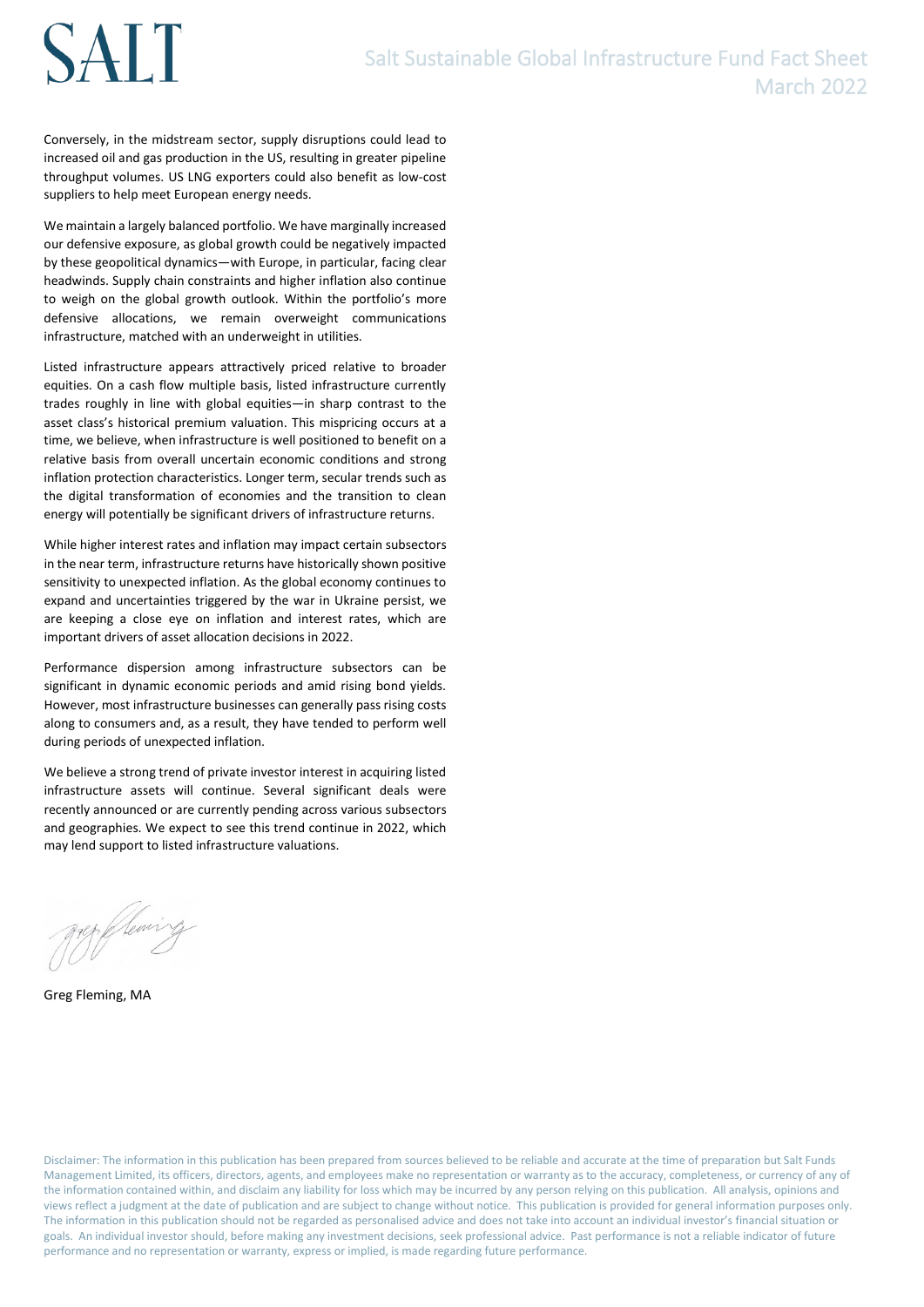Conversely, in the midstream sector, supply disruptions could lead to increased oil and gas production in the US, resulting in greater pipeline throughput volumes. US LNG exporters could also benefit as low-cost suppliers to help meet European energy needs.

We maintain a largely balanced portfolio. We have marginally increased our defensive exposure, as global growth could be negatively impacted by these geopolitical dynamics—with Europe, in particular, facing clear headwinds. Supply chain constraints and higher inflation also continue to weigh on the global growth outlook. Within the portfolio's more defensive allocations, we remain overweight communications infrastructure, matched with an underweight in utilities.

Listed infrastructure appears attractively priced relative to broader equities. On a cash flow multiple basis, listed infrastructure currently trades roughly in line with global equities—in sharp contrast to the asset class's historical premium valuation. This mispricing occurs at a time, we believe, when infrastructure is well positioned to benefit on a relative basis from overall uncertain economic conditions and strong inflation protection characteristics. Longer term, secular trends such as the digital transformation of economies and the transition to clean energy will potentially be significant drivers of infrastructure returns.

While higher interest rates and inflation may impact certain subsectors in the near term, infrastructure returns have historically shown positive sensitivity to unexpected inflation. As the global economy continues to expand and uncertainties triggered by the war in Ukraine persist, we are keeping a close eye on inflation and interest rates, which are important drivers of asset allocation decisions in 2022.

Performance dispersion among infrastructure subsectors can be significant in dynamic economic periods and amid rising bond yields. However, most infrastructure businesses can generally pass rising costs along to consumers and, as a result, they have tended to perform well during periods of unexpected inflation.

We believe a strong trend of private investor interest in acquiring listed infrastructure assets will continue. Several significant deals were recently announced or are currently pending across various subsectors and geographies. We expect to see this trend continue in 2022, which may lend support to listed infrastructure valuations.

Greg Fleming, MA

Disclaimer: The information in this publication has been prepared from sources believed to be reliable and accurate at the time of preparation but Salt Funds Management Limited, its officers, directors, agents, and employees make no representation or warranty as to the accuracy, completeness, or currency of any of the information contained within, and disclaim any liability for loss which may be incurred by any person relying on this publication. All analysis, opinions and views reflect a judgment at the date of publication and are subject to change without notice. This publication is provided for general information purposes only. The information in this publication should not be regarded as personalised advice and does not take into account an individual investor's financial situation or goals. An individual investor should, before making any investment decisions, seek professional advice. Past performance is not a reliable indicator of future performance and no representation or warranty, express or implied, is made regarding future performance.